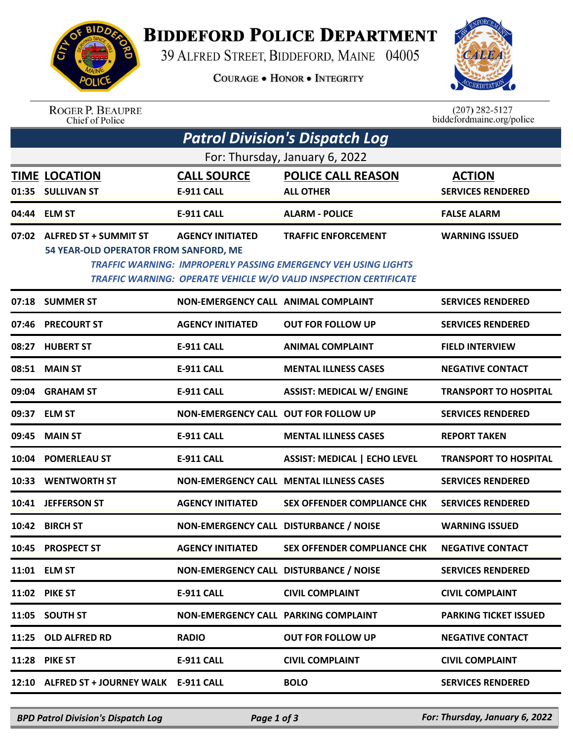# BIDDEFORD POLICE DEPARTMENT

39 ALFRED STREET, BIDDEFORD, MAINE 04005

COURAGE • HONOR • INTEGRITY

ROGER P. BEAUPRE
Chief of Police

(207) 282-5127
biddefordmaine.org/police

## Patrol Division's Dispatch Log

For: Thursday, January 6, 2022

| TIME | LOCATION | CALL SOURCE | POLICE CALL REASON | ACTION |
|---|---|---|---|---|
| 01:35 | SULLIVAN ST | E-911 CALL | ALL OTHER | SERVICES RENDERED |
| 04:44 | ELM ST | E-911 CALL | ALARM - POLICE | FALSE ALARM |
| 07:02 | ALFRED ST + SUMMIT ST<br>54 YEAR-OLD OPERATOR FROM SANFORD, ME<br>*TRAFFIC WARNING: IMPROPERLY PASSING EMERGENCY VEH USING LIGHTS*<br>*TRAFFIC WARNING: OPERATE VEHICLE W/O VALID INSPECTION CERTIFICATE* | AGENCY INITIATED | TRAFFIC ENFORCEMENT | WARNING ISSUED |
| 07:18 | SUMMER ST | NON-EMERGENCY CALL | ANIMAL COMPLAINT | SERVICES RENDERED |
| 07:46 | PRECOURT ST | AGENCY INITIATED | OUT FOR FOLLOW UP | SERVICES RENDERED |
| 08:27 | HUBERT ST | E-911 CALL | ANIMAL COMPLAINT | FIELD INTERVIEW |
| 08:51 | MAIN ST | E-911 CALL | MENTAL ILLNESS CASES | NEGATIVE CONTACT |
| 09:04 | GRAHAM ST | E-911 CALL | ASSIST: MEDICAL W/ ENGINE | TRANSPORT TO HOSPITAL |
| 09:37 | ELM ST | NON-EMERGENCY CALL | OUT FOR FOLLOW UP | SERVICES RENDERED |
| 09:45 | MAIN ST | E-911 CALL | MENTAL ILLNESS CASES | REPORT TAKEN |
| 10:04 | POMERLEAU ST | E-911 CALL | ASSIST: MEDICAL \| ECHO LEVEL | TRANSPORT TO HOSPITAL |
| 10:33 | WENTWORTH ST | NON-EMERGENCY CALL | MENTAL ILLNESS CASES | SERVICES RENDERED |
| 10:41 | JEFFERSON ST | AGENCY INITIATED | SEX OFFENDER COMPLIANCE CHK | SERVICES RENDERED |
| 10:42 | BIRCH ST | NON-EMERGENCY CALL | DISTURBANCE / NOISE | WARNING ISSUED |
| 10:45 | PROSPECT ST | AGENCY INITIATED | SEX OFFENDER COMPLIANCE CHK | NEGATIVE CONTACT |
| 11:01 | ELM ST | NON-EMERGENCY CALL | DISTURBANCE / NOISE | SERVICES RENDERED |
| 11:02 | PIKE ST | E-911 CALL | CIVIL COMPLAINT | CIVIL COMPLAINT |
| 11:05 | SOUTH ST | NON-EMERGENCY CALL | PARKING COMPLAINT | PARKING TICKET ISSUED |
| 11:25 | OLD ALFRED RD | RADIO | OUT FOR FOLLOW UP | NEGATIVE CONTACT |
| 11:28 | PIKE ST | E-911 CALL | CIVIL COMPLAINT | CIVIL COMPLAINT |
| 12:10 | ALFRED ST + JOURNEY WALK | E-911 CALL | BOLO | SERVICES RENDERED |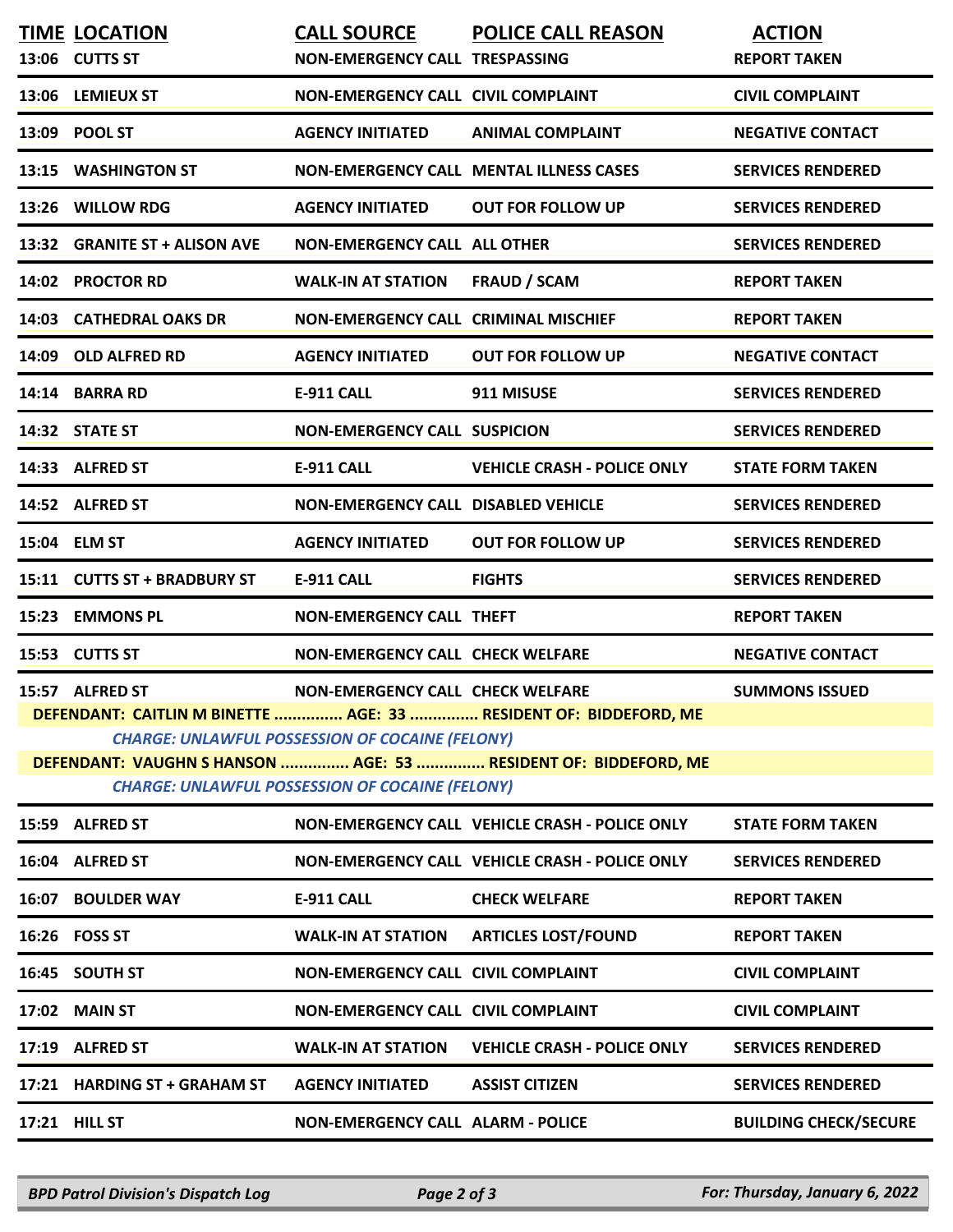| TIME | LOCATION | CALL SOURCE | POLICE CALL REASON | ACTION |
|---|---|---|---|---|
| 13:06 | CUTTS ST | NON-EMERGENCY CALL | TRESPASSING | REPORT TAKEN |
| 13:06 | LEMIEUX ST | NON-EMERGENCY CALL | CIVIL COMPLAINT | CIVIL COMPLAINT |
| 13:09 | POOL ST | AGENCY INITIATED | ANIMAL COMPLAINT | NEGATIVE CONTACT |
| 13:15 | WASHINGTON ST | NON-EMERGENCY CALL | MENTAL ILLNESS CASES | SERVICES RENDERED |
| 13:26 | WILLOW RDG | AGENCY INITIATED | OUT FOR FOLLOW UP | SERVICES RENDERED |
| 13:32 | GRANITE ST + ALISON AVE | NON-EMERGENCY CALL | ALL OTHER | SERVICES RENDERED |
| 14:02 | PROCTOR RD | WALK-IN AT STATION | FRAUD / SCAM | REPORT TAKEN |
| 14:03 | CATHEDRAL OAKS DR | NON-EMERGENCY CALL | CRIMINAL MISCHIEF | REPORT TAKEN |
| 14:09 | OLD ALFRED RD | AGENCY INITIATED | OUT FOR FOLLOW UP | NEGATIVE CONTACT |
| 14:14 | BARRA RD | E-911 CALL | 911 MISUSE | SERVICES RENDERED |
| 14:32 | STATE ST | NON-EMERGENCY CALL | SUSPICION | SERVICES RENDERED |
| 14:33 | ALFRED ST | E-911 CALL | VEHICLE CRASH - POLICE ONLY | STATE FORM TAKEN |
| 14:52 | ALFRED ST | NON-EMERGENCY CALL | DISABLED VEHICLE | SERVICES RENDERED |
| 15:04 | ELM ST | AGENCY INITIATED | OUT FOR FOLLOW UP | SERVICES RENDERED |
| 15:11 | CUTTS ST + BRADBURY ST | E-911 CALL | FIGHTS | SERVICES RENDERED |
| 15:23 | EMMONS PL | NON-EMERGENCY CALL | THEFT | REPORT TAKEN |
| 15:53 | CUTTS ST | NON-EMERGENCY CALL | CHECK WELFARE | NEGATIVE CONTACT |
| 15:57 | ALFRED ST | NON-EMERGENCY CALL | CHECK WELFARE | SUMMONS ISSUED |

**DEFENDANT: CAITLIN M BINETTE ............... AGE: 33 ............... RESIDENT OF: BIDDEFORD, ME**

*CHARGE: UNLAWFUL POSSESSION OF COCAINE (FELONY)*

**DEFENDANT: VAUGHN S HANSON ............... AGE: 53 ............... RESIDENT OF: BIDDEFORD, ME**

*CHARGE: UNLAWFUL POSSESSION OF COCAINE (FELONY)*

| TIME | LOCATION | CALL SOURCE | POLICE CALL REASON | ACTION |
|---|---|---|---|---|
| 15:59 | ALFRED ST | NON-EMERGENCY CALL | VEHICLE CRASH - POLICE ONLY | STATE FORM TAKEN |
| 16:04 | ALFRED ST | NON-EMERGENCY CALL | VEHICLE CRASH - POLICE ONLY | SERVICES RENDERED |
| 16:07 | BOULDER WAY | E-911 CALL | CHECK WELFARE | REPORT TAKEN |
| 16:26 | FOSS ST | WALK-IN AT STATION | ARTICLES LOST/FOUND | REPORT TAKEN |
| 16:45 | SOUTH ST | NON-EMERGENCY CALL | CIVIL COMPLAINT | CIVIL COMPLAINT |
| 17:02 | MAIN ST | NON-EMERGENCY CALL | CIVIL COMPLAINT | CIVIL COMPLAINT |
| 17:19 | ALFRED ST | WALK-IN AT STATION | VEHICLE CRASH - POLICE ONLY | SERVICES RENDERED |
| 17:21 | HARDING ST + GRAHAM ST | AGENCY INITIATED | ASSIST CITIZEN | SERVICES RENDERED |
| 17:21 | HILL ST | NON-EMERGENCY CALL | ALARM - POLICE | BUILDING CHECK/SECURE |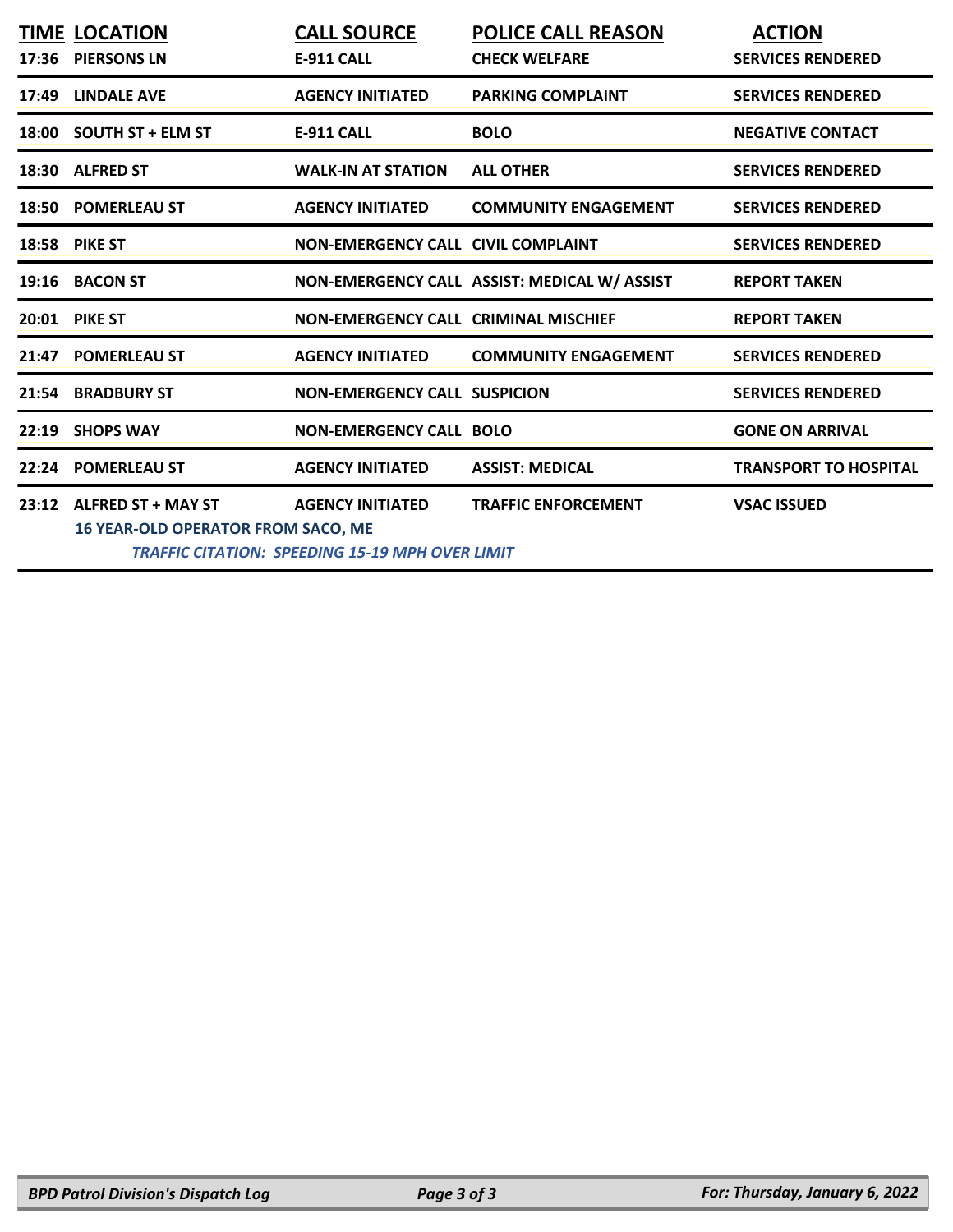| TIME | LOCATION | CALL SOURCE | POLICE CALL REASON | ACTION |
|---|---|---|---|---|
| 17:36 | PIERSONS LN | E-911 CALL | CHECK WELFARE | SERVICES RENDERED |
| 17:49 | LINDALE AVE | AGENCY INITIATED | PARKING COMPLAINT | SERVICES RENDERED |
| 18:00 | SOUTH ST + ELM ST | E-911 CALL | BOLO | NEGATIVE CONTACT |
| 18:30 | ALFRED ST | WALK-IN AT STATION | ALL OTHER | SERVICES RENDERED |
| 18:50 | POMERLEAU ST | AGENCY INITIATED | COMMUNITY ENGAGEMENT | SERVICES RENDERED |
| 18:58 | PIKE ST | NON-EMERGENCY CALL | CIVIL COMPLAINT | SERVICES RENDERED |
| 19:16 | BACON ST | NON-EMERGENCY CALL | ASSIST: MEDICAL W/ ASSIST | REPORT TAKEN |
| 20:01 | PIKE ST | NON-EMERGENCY CALL | CRIMINAL MISCHIEF | REPORT TAKEN |
| 21:47 | POMERLEAU ST | AGENCY INITIATED | COMMUNITY ENGAGEMENT | SERVICES RENDERED |
| 21:54 | BRADBURY ST | NON-EMERGENCY CALL | SUSPICION | SERVICES RENDERED |
| 22:19 | SHOPS WAY | NON-EMERGENCY CALL | BOLO | GONE ON ARRIVAL |
| 22:24 | POMERLEAU ST | AGENCY INITIATED | ASSIST: MEDICAL | TRANSPORT TO HOSPITAL |
| 23:12 | ALFRED ST + MAY ST<br>16 YEAR-OLD OPERATOR FROM SACO, ME<br>*TRAFFIC CITATION: SPEEDING 15-19 MPH OVER LIMIT* | AGENCY INITIATED | TRAFFIC ENFORCEMENT | VSAC ISSUED |

*BPD Patrol Division's Dispatch Log* — *For: Thursday, January 6, 2022*